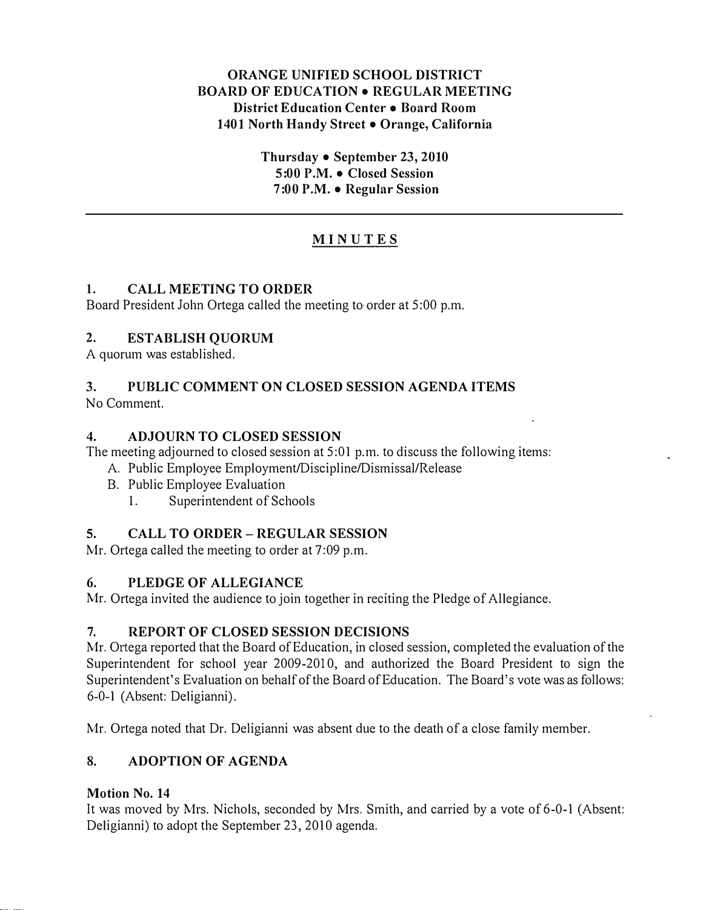# ORANGE UNIFIED SCHOOL DISTRICT
## BOARD OF EDUCATION • REGULAR MEETING
### District Education Center • Board Room
### 1401 North Handy Street • Orange, California

**Thursday • September 23, 2010**
**5:00 P.M. • Closed Session**
**7:00 P.M. • Regular Session**

---

## MINUTES

### 1. CALL MEETING TO ORDER
Board President John Ortega called the meeting to order at 5:00 p.m.

### 2. ESTABLISH QUORUM
A quorum was established.

### 3. PUBLIC COMMENT ON CLOSED SESSION AGENDA ITEMS
No Comment.

### 4. ADJOURN TO CLOSED SESSION
The meeting adjourned to closed session at 5:01 p.m. to discuss the following items:

A. Public Employee Employment/Discipline/Dismissal/Release
B. Public Employee Evaluation
   1. Superintendent of Schools

### 5. CALL TO ORDER – REGULAR SESSION
Mr. Ortega called the meeting to order at 7:09 p.m.

### 6. PLEDGE OF ALLEGIANCE
Mr. Ortega invited the audience to join together in reciting the Pledge of Allegiance.

### 7. REPORT OF CLOSED SESSION DECISIONS
Mr. Ortega reported that the Board of Education, in closed session, completed the evaluation of the Superintendent for school year 2009-2010, and authorized the Board President to sign the Superintendent's Evaluation on behalf of the Board of Education. The Board's vote was as follows: 6-0-1 (Absent: Deligianni).

Mr. Ortega noted that Dr. Deligianni was absent due to the death of a close family member.

### 8. ADOPTION OF AGENDA

**Motion No. 14**
It was moved by Mrs. Nichols, seconded by Mrs. Smith, and carried by a vote of 6-0-1 (Absent: Deligianni) to adopt the September 23, 2010 agenda.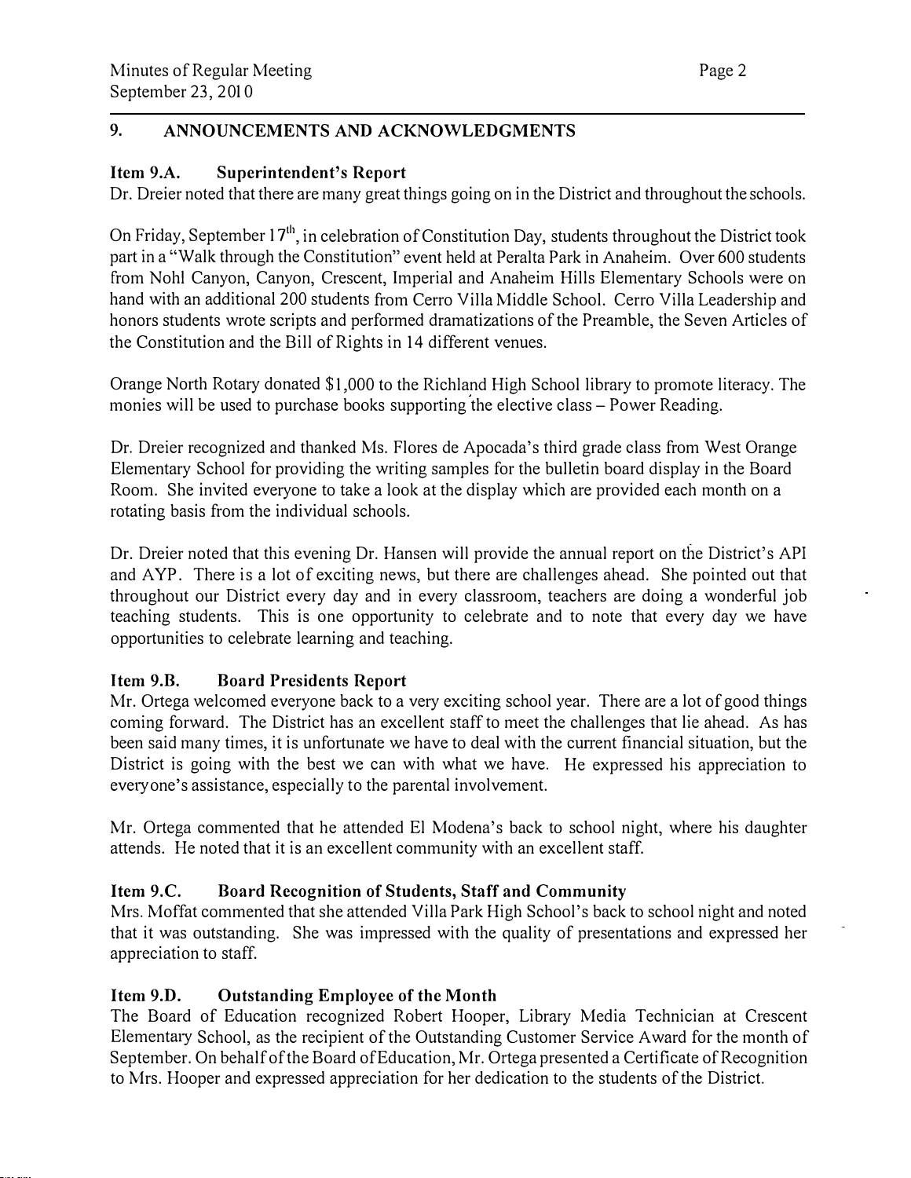## 9. ANNOUNCEMENTS AND ACKNOWLEDGMENTS

### Item 9.A. Superintendent's Report

Dr. Dreier noted that there are many great things going on in the District and throughout the schools.

On Friday, September 17th, in celebration of Constitution Day, students throughout the District took part in a "Walk through the Constitution" event held at Peralta Park in Anaheim. Over 600 students from Nohl Canyon, Canyon, Crescent, Imperial and Anaheim Hills Elementary Schools were on hand with an additional 200 students from Cerro Villa Middle School. Cerro Villa Leadership and honors students wrote scripts and performed dramatizations of the Preamble, the Seven Articles of the Constitution and the Bill of Rights in 14 different venues.

Orange North Rotary donated $1,000 to the Richland High School library to promote literacy. The monies will be used to purchase books supporting the elective class – Power Reading.

Dr. Dreier recognized and thanked Ms. Flores de Apocada's third grade class from West Orange Elementary School for providing the writing samples for the bulletin board display in the Board Room. She invited everyone to take a look at the display which are provided each month on a rotating basis from the individual schools.

Dr. Dreier noted that this evening Dr. Hansen will provide the annual report on the District's API and AYP. There is a lot of exciting news, but there are challenges ahead. She pointed out that throughout our District every day and in every classroom, teachers are doing a wonderful job teaching students. This is one opportunity to celebrate and to note that every day we have opportunities to celebrate learning and teaching.

### Item 9.B. Board Presidents Report

Mr. Ortega welcomed everyone back to a very exciting school year. There are a lot of good things coming forward. The District has an excellent staff to meet the challenges that lie ahead. As has been said many times, it is unfortunate we have to deal with the current financial situation, but the District is going with the best we can with what we have. He expressed his appreciation to everyone's assistance, especially to the parental involvement.

Mr. Ortega commented that he attended El Modena's back to school night, where his daughter attends. He noted that it is an excellent community with an excellent staff.

### Item 9.C. Board Recognition of Students, Staff and Community

Mrs. Moffat commented that she attended Villa Park High School's back to school night and noted that it was outstanding. She was impressed with the quality of presentations and expressed her appreciation to staff.

### Item 9.D. Outstanding Employee of the Month

The Board of Education recognized Robert Hooper, Library Media Technician at Crescent Elementary School, as the recipient of the Outstanding Customer Service Award for the month of September. On behalf of the Board of Education, Mr. Ortega presented a Certificate of Recognition to Mrs. Hooper and expressed appreciation for her dedication to the students of the District.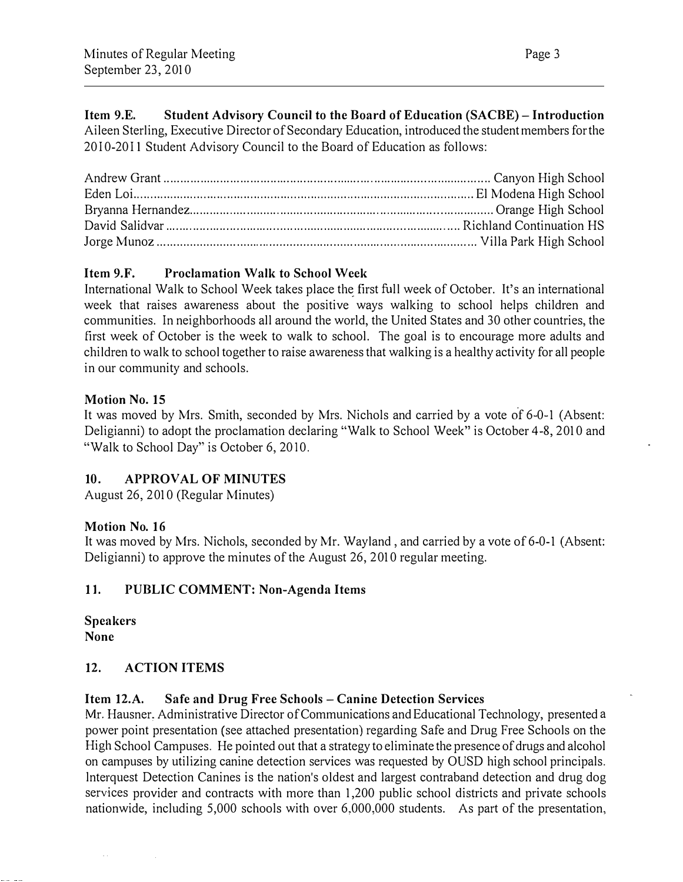**Item 9.E. Student Advisory Council to the Board of Education (SACBE) – Introduction**
Aileen Sterling, Executive Director of Secondary Education, introduced the student members for the 2010-2011 Student Advisory Council to the Board of Education as follows:

| | |
|---|---|
| Andrew Grant | Canyon High School |
| Eden Loi | El Modena High School |
| Bryanna Hernandez | Orange High School |
| David Salidvar | Richland Continuation HS |
| Jorge Munoz | Villa Park High School |

**Item 9.F. Proclamation Walk to School Week**
International Walk to School Week takes place the first full week of October. It's an international week that raises awareness about the positive ways walking to school helps children and communities. In neighborhoods all around the world, the United States and 30 other countries, the first week of October is the week to walk to school. The goal is to encourage more adults and children to walk to school together to raise awareness that walking is a healthy activity for all people in our community and schools.

**Motion No. 15**
It was moved by Mrs. Smith, seconded by Mrs. Nichols and carried by a vote of 6-0-1 (Absent: Deligianni) to adopt the proclamation declaring "Walk to School Week" is October 4-8, 2010 and "Walk to School Day" is October 6, 2010.

## 10. APPROVAL OF MINUTES
August 26, 2010 (Regular Minutes)

**Motion No. 16**
It was moved by Mrs. Nichols, seconded by Mr. Wayland , and carried by a vote of 6-0-1 (Absent: Deligianni) to approve the minutes of the August 26, 2010 regular meeting.

## 11. PUBLIC COMMENT: Non-Agenda Items

**Speakers**
**None**

## 12. ACTION ITEMS

**Item 12.A. Safe and Drug Free Schools – Canine Detection Services**
Mr. Hausner, Administrative Director of Communications and Educational Technology, presented a power point presentation (see attached presentation) regarding Safe and Drug Free Schools on the High School Campuses. He pointed out that a strategy to eliminate the presence of drugs and alcohol on campuses by utilizing canine detection services was requested by OUSD high school principals. Interquest Detection Canines is the nation's oldest and largest contraband detection and drug dog services provider and contracts with more than 1,200 public school districts and private schools nationwide, including 5,000 schools with over 6,000,000 students. As part of the presentation,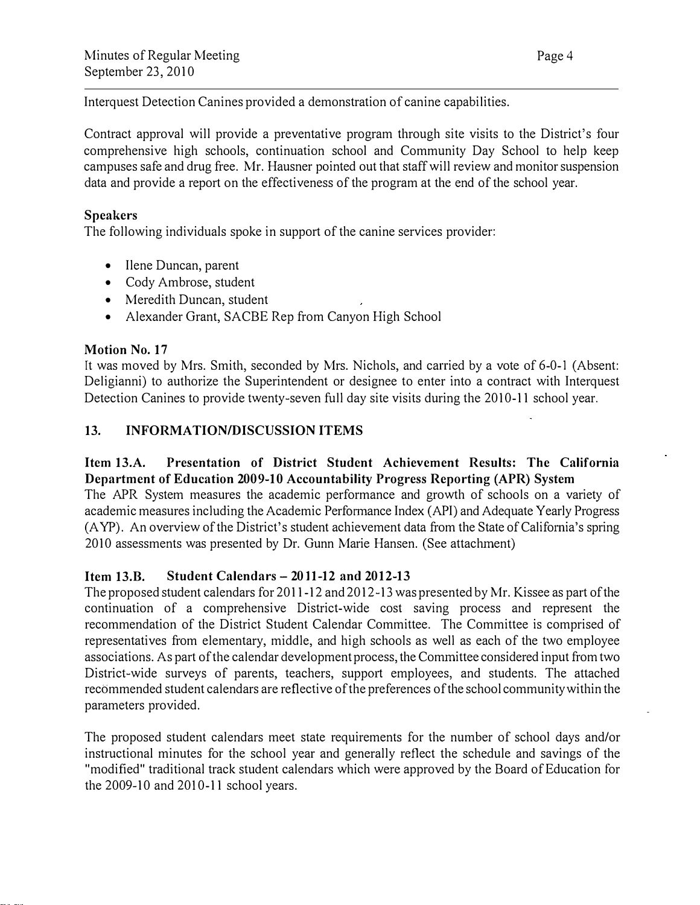Interquest Detection Canines provided a demonstration of canine capabilities.

Contract approval will provide a preventative program through site visits to the District's four comprehensive high schools, continuation school and Community Day School to help keep campuses safe and drug free. Mr. Hausner pointed out that staff will review and monitor suspension data and provide a report on the effectiveness of the program at the end of the school year.

**Speakers**
The following individuals spoke in support of the canine services provider:

- Ilene Duncan, parent
- Cody Ambrose, student
- Meredith Duncan, student
- Alexander Grant, SACBE Rep from Canyon High School

**Motion No. 17**
It was moved by Mrs. Smith, seconded by Mrs. Nichols, and carried by a vote of 6-0-1 (Absent: Deligianni) to authorize the Superintendent or designee to enter into a contract with Interquest Detection Canines to provide twenty-seven full day site visits during the 2010-11 school year.

## 13. INFORMATION/DISCUSSION ITEMS

**Item 13.A. Presentation of District Student Achievement Results: The California Department of Education 2009-10 Accountability Progress Reporting (APR) System**
The APR System measures the academic performance and growth of schools on a variety of academic measures including the Academic Performance Index (API) and Adequate Yearly Progress (AYP). An overview of the District's student achievement data from the State of California's spring 2010 assessments was presented by Dr. Gunn Marie Hansen. (See attachment)

**Item 13.B. Student Calendars – 2011-12 and 2012-13**
The proposed student calendars for 2011-12 and 2012-13 was presented by Mr. Kissee as part of the continuation of a comprehensive District-wide cost saving process and represent the recommendation of the District Student Calendar Committee. The Committee is comprised of representatives from elementary, middle, and high schools as well as each of the two employee associations. As part of the calendar development process, the Committee considered input from two District-wide surveys of parents, teachers, support employees, and students. The attached recommended student calendars are reflective of the preferences of the school community within the parameters provided.

The proposed student calendars meet state requirements for the number of school days and/or instructional minutes for the school year and generally reflect the schedule and savings of the "modified" traditional track student calendars which were approved by the Board of Education for the 2009-10 and 2010-11 school years.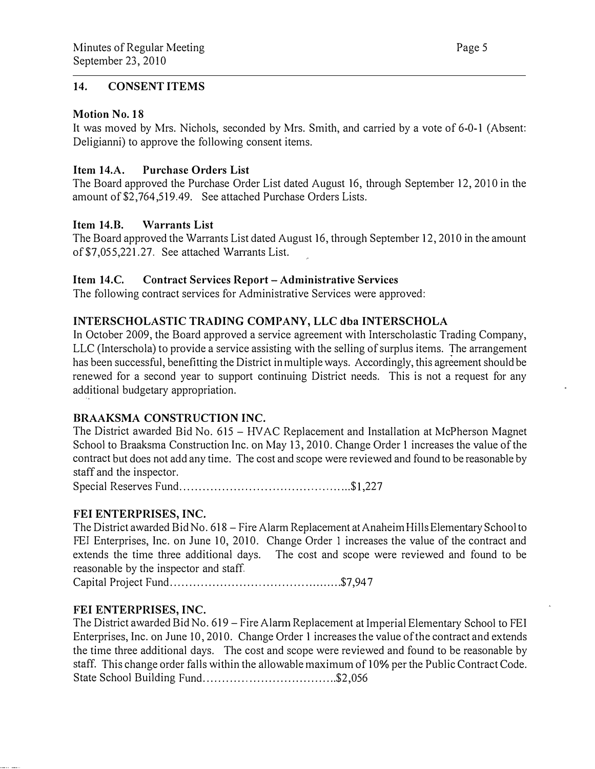## 14. CONSENT ITEMS

**Motion No. 18**

It was moved by Mrs. Nichols, seconded by Mrs. Smith, and carried by a vote of 6-0-1 (Absent: Deligianni) to approve the following consent items.

**Item 14.A. Purchase Orders List**

The Board approved the Purchase Order List dated August 16, through September 12, 2010 in the amount of $2,764,519.49. See attached Purchase Orders Lists.

**Item 14.B. Warrants List**

The Board approved the Warrants List dated August 16, through September 12, 2010 in the amount of $7,055,221.27. See attached Warrants List.

**Item 14.C. Contract Services Report – Administrative Services**

The following contract services for Administrative Services were approved:

**INTERSCHOLASTIC TRADING COMPANY, LLC dba INTERSCHOLA**

In October 2009, the Board approved a service agreement with Interscholastic Trading Company, LLC (Interschola) to provide a service assisting with the selling of surplus items. The arrangement has been successful, benefitting the District in multiple ways. Accordingly, this agreement should be renewed for a second year to support continuing District needs. This is not a request for any additional budgetary appropriation.

**BRAAKSMA CONSTRUCTION INC.**

The District awarded Bid No. 615 – HVAC Replacement and Installation at McPherson Magnet School to Braaksma Construction Inc. on May 13, 2010. Change Order 1 increases the value of the contract but does not add any time. The cost and scope were reviewed and found to be reasonable by staff and the inspector.

Special Reserves Fund.............................................$1,227

**FEI ENTERPRISES, INC.**

The District awarded Bid No. 618 – Fire Alarm Replacement at Anaheim Hills Elementary School to FEI Enterprises, Inc. on June 10, 2010. Change Order 1 increases the value of the contract and extends the time three additional days. The cost and scope were reviewed and found to be reasonable by the inspector and staff.

Capital Project Fund.............................................$7,947

**FEI ENTERPRISES, INC.**

The District awarded Bid No. 619 – Fire Alarm Replacement at Imperial Elementary School to FEI Enterprises, Inc. on June 10, 2010. Change Order 1 increases the value of the contract and extends the time three additional days. The cost and scope were reviewed and found to be reasonable by staff. This change order falls within the allowable maximum of 10% per the Public Contract Code.

State School Building Fund..................................$2,056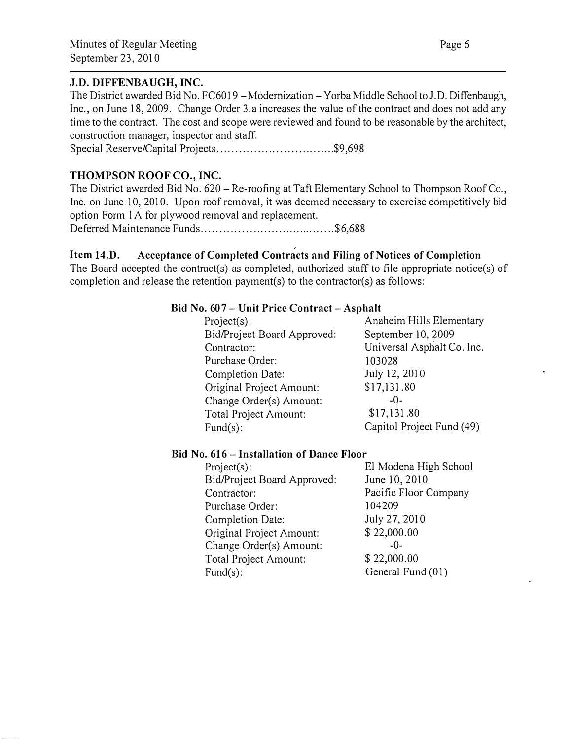**J.D. DIFFENBAUGH, INC.**

The District awarded Bid No. FC6019 – Modernization – Yorba Middle School to J.D. Diffenbaugh, Inc., on June 18, 2009. Change Order 3.a increases the value of the contract and does not add any time to the contract. The cost and scope were reviewed and found to be reasonable by the architect, construction manager, inspector and staff.

Special Reserve/Capital Projects...............................$9,698

**THOMPSON ROOF CO., INC.**

The District awarded Bid No. 620 – Re-roofing at Taft Elementary School to Thompson Roof Co., Inc. on June 10, 2010. Upon roof removal, it was deemed necessary to exercise competitively bid option Form 1A for plywood removal and replacement.

Deferred Maintenance Funds.................................$6,688

**Item 14.D. Acceptance of Completed Contracts and Filing of Notices of Completion**

The Board accepted the contract(s) as completed, authorized staff to file appropriate notice(s) of completion and release the retention payment(s) to the contractor(s) as follows:

**Bid No. 607 – Unit Price Contract – Asphalt**

| | |
|---|---|
| Project(s): | Anaheim Hills Elementary |
| Bid/Project Board Approved: | September 10, 2009 |
| Contractor: | Universal Asphalt Co. Inc. |
| Purchase Order: | 103028 |
| Completion Date: | July 12, 2010 |
| Original Project Amount: | $17,131.80 |
| Change Order(s) Amount: | -0- |
| Total Project Amount: | $17,131.80 |
| Fund(s): | Capitol Project Fund (49) |

**Bid No. 616 – Installation of Dance Floor**

| | |
|---|---|
| Project(s): | El Modena High School |
| Bid/Project Board Approved: | June 10, 2010 |
| Contractor: | Pacific Floor Company |
| Purchase Order: | 104209 |
| Completion Date: | July 27, 2010 |
| Original Project Amount: | $ 22,000.00 |
| Change Order(s) Amount: | -0- |
| Total Project Amount: | $ 22,000.00 |
| Fund(s): | General Fund (01) |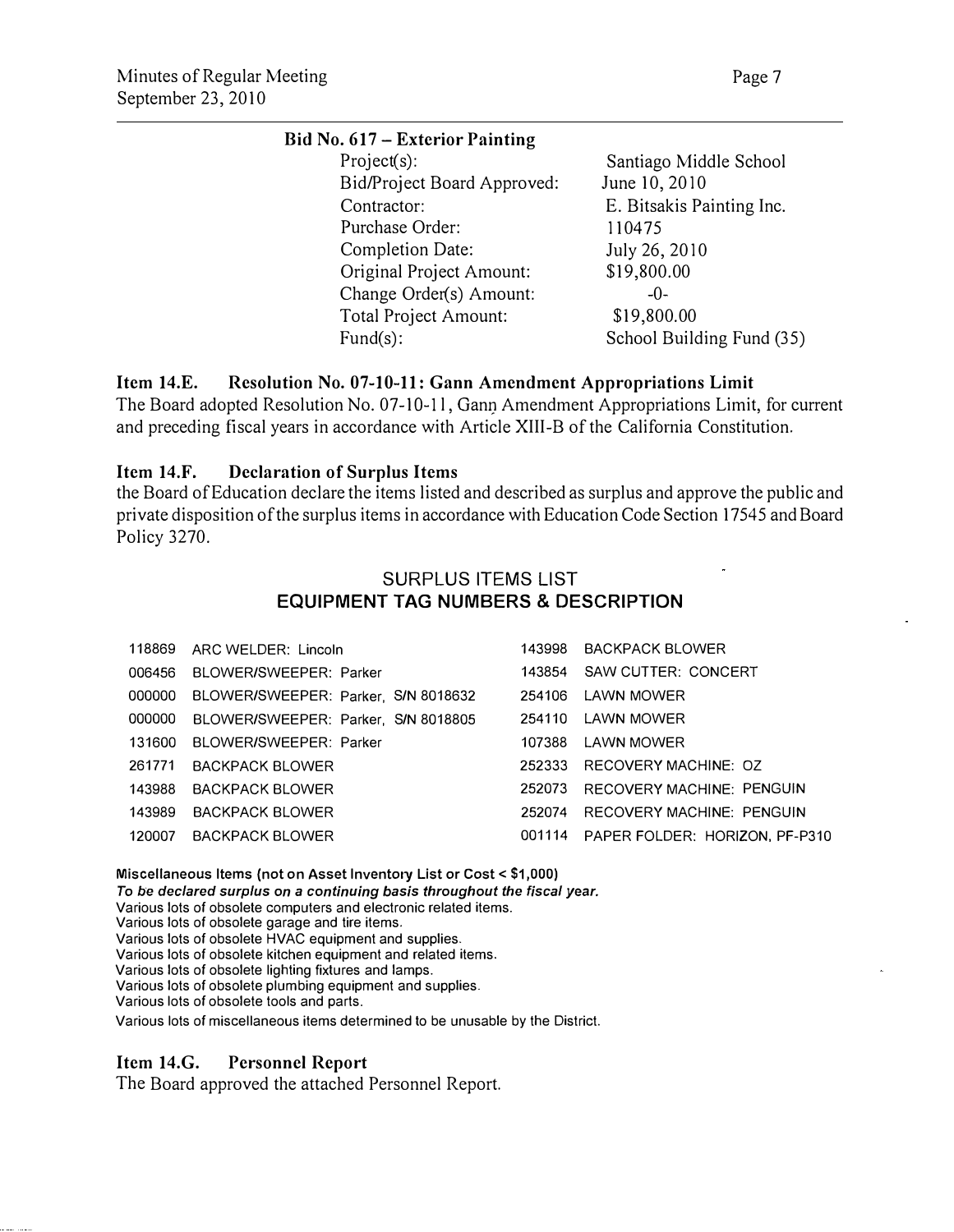**Bid No. 617 – Exterior Painting**

| | |
|---|---|
| Project(s): | Santiago Middle School |
| Bid/Project Board Approved: | June 10, 2010 |
| Contractor: | E. Bitsakis Painting Inc. |
| Purchase Order: | 110475 |
| Completion Date: | July 26, 2010 |
| Original Project Amount: | $19,800.00 |
| Change Order(s) Amount: | -0- |
| Total Project Amount: | $19,800.00 |
| Fund(s): | School Building Fund (35) |

### Item 14.E. Resolution No. 07-10-11: Gann Amendment Appropriations Limit

The Board adopted Resolution No. 07-10-11, Gann Amendment Appropriations Limit, for current and preceding fiscal years in accordance with Article XIII-B of the California Constitution.

### Item 14.F. Declaration of Surplus Items

the Board of Education declare the items listed and described as surplus and approve the public and private disposition of the surplus items in accordance with Education Code Section 17545 and Board Policy 3270.

SURPLUS ITEMS LIST

**EQUIPMENT TAG NUMBERS & DESCRIPTION**

| Tag | Description | Tag | Description |
|---|---|---|---|
| 118869 | ARC WELDER: Lincoln | 143998 | BACKPACK BLOWER |
| 006456 | BLOWER/SWEEPER: Parker | 143854 | SAW CUTTER: CONCERT |
| 000000 | BLOWER/SWEEPER: Parker, S/N 8018632 | 254106 | LAWN MOWER |
| 000000 | BLOWER/SWEEPER: Parker, S/N 8018805 | 254110 | LAWN MOWER |
| 131600 | BLOWER/SWEEPER: Parker | 107388 | LAWN MOWER |
| 261771 | BACKPACK BLOWER | 252333 | RECOVERY MACHINE: OZ |
| 143988 | BACKPACK BLOWER | 252073 | RECOVERY MACHINE: PENGUIN |
| 143989 | BACKPACK BLOWER | 252074 | RECOVERY MACHINE: PENGUIN |
| 120007 | BACKPACK BLOWER | 001114 | PAPER FOLDER: HORIZON, PF-P310 |

**Miscellaneous Items (not on Asset Inventory List or Cost < $1,000)**

***To be declared surplus on a continuing basis throughout the fiscal year.***

Various lots of obsolete computers and electronic related items.
Various lots of obsolete garage and tire items.
Various lots of obsolete HVAC equipment and supplies.
Various lots of obsolete kitchen equipment and related items.
Various lots of obsolete lighting fixtures and lamps.
Various lots of obsolete plumbing equipment and supplies.
Various lots of obsolete tools and parts.
Various lots of miscellaneous items determined to be unusable by the District.

### Item 14.G. Personnel Report

The Board approved the attached Personnel Report.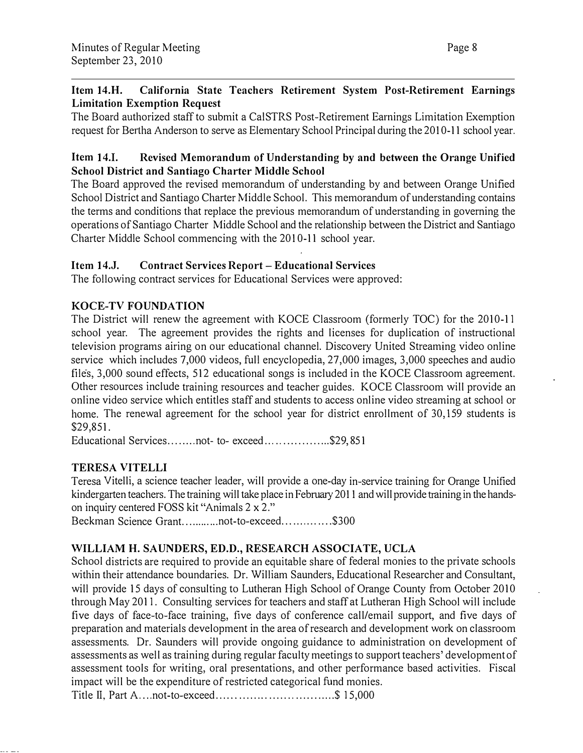### Item 14.H. California State Teachers Retirement System Post-Retirement Earnings Limitation Exemption Request

The Board authorized staff to submit a CalSTRS Post-Retirement Earnings Limitation Exemption request for Bertha Anderson to serve as Elementary School Principal during the 2010-11 school year.

### Item 14.I. Revised Memorandum of Understanding by and between the Orange Unified School District and Santiago Charter Middle School

The Board approved the revised memorandum of understanding by and between Orange Unified School District and Santiago Charter Middle School. This memorandum of understanding contains the terms and conditions that replace the previous memorandum of understanding in governing the operations of Santiago Charter Middle School and the relationship between the District and Santiago Charter Middle School commencing with the 2010-11 school year.

### Item 14.J. Contract Services Report – Educational Services

The following contract services for Educational Services were approved:

**KOCE-TV FOUNDATION**

The District will renew the agreement with KOCE Classroom (formerly TOC) for the 2010-11 school year. The agreement provides the rights and licenses for duplication of instructional television programs airing on our educational channel. Discovery United Streaming video online service which includes 7,000 videos, full encyclopedia, 27,000 images, 3,000 speeches and audio files, 3,000 sound effects, 512 educational songs is included in the KOCE Classroom agreement. Other resources include training resources and teacher guides. KOCE Classroom will provide an online video service which entitles staff and students to access online video streaming at school or home. The renewal agreement for the school year for district enrollment of 30,159 students is $29,851.

Educational Services........not- to- exceed..................$29,851

**TERESA VITELLI**

Teresa Vitelli, a science teacher leader, will provide a one-day in-service training for Orange Unified kindergarten teachers. The training will take place in February 2011 and will provide training in the hands-on inquiry centered FOSS kit "Animals 2 x 2."

Beckman Science Grant...........not-to-exceed..............$300

**WILLIAM H. SAUNDERS, ED.D., RESEARCH ASSOCIATE, UCLA**

School districts are required to provide an equitable share of federal monies to the private schools within their attendance boundaries. Dr. William Saunders, Educational Researcher and Consultant, will provide 15 days of consulting to Lutheran High School of Orange County from October 2010 through May 2011. Consulting services for teachers and staff at Lutheran High School will include five days of face-to-face training, five days of conference call/email support, and five days of preparation and materials development in the area of research and development work on classroom assessments. Dr. Saunders will provide ongoing guidance to administration on development of assessments as well as training during regular faculty meetings to support teachers' development of assessment tools for writing, oral presentations, and other performance based activities. Fiscal impact will be the expenditure of restricted categorical fund monies.

Title II, Part A....not-to-exceed...............................$ 15,000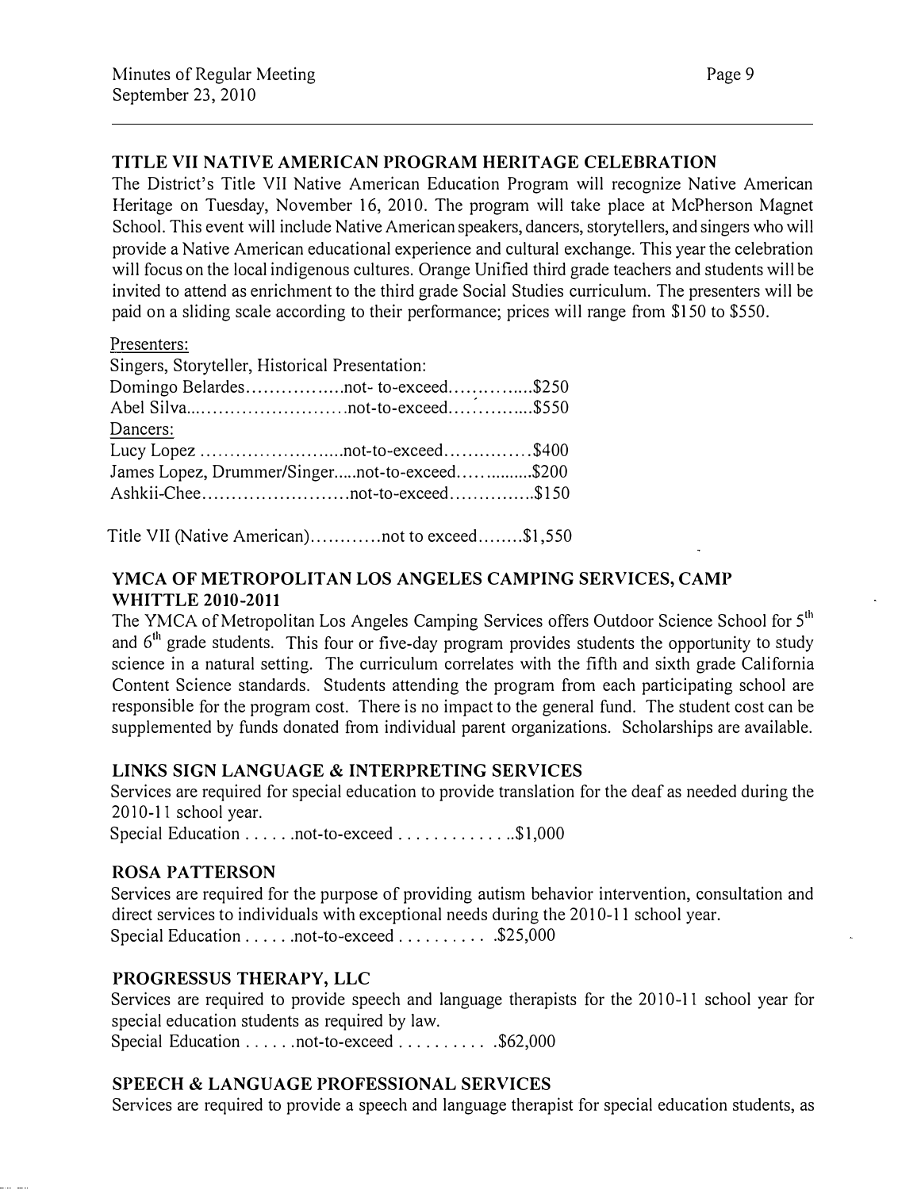### TITLE VII NATIVE AMERICAN PROGRAM HERITAGE CELEBRATION

The District's Title VII Native American Education Program will recognize Native American Heritage on Tuesday, November 16, 2010. The program will take place at McPherson Magnet School. This event will include Native American speakers, dancers, storytellers, and singers who will provide a Native American educational experience and cultural exchange. This year the celebration will focus on the local indigenous cultures. Orange Unified third grade teachers and students will be invited to attend as enrichment to the third grade Social Studies curriculum. The presenters will be paid on a sliding scale according to their performance; prices will range from $150 to $550.

Presenters:

Singers, Storyteller, Historical Presentation:

Domingo Belardes.................not- to-exceed..............$250
Abel Silva...........................not-to-exceed...............$550

Dancers:

Lucy Lopez .........................not-to-exceed...............$400
James Lopez, Drummer/Singer.....not-to-exceed..............$200
Ashkii-Chee.........................not-to-exceed...............$150

Title VII (Native American)............not to exceed........$1,550

### YMCA OF METROPOLITAN LOS ANGELES CAMPING SERVICES, CAMP WHITTLE 2010-2011

The YMCA of Metropolitan Los Angeles Camping Services offers Outdoor Science School for 5th and 6th grade students. This four or five-day program provides students the opportunity to study science in a natural setting. The curriculum correlates with the fifth and sixth grade California Content Science standards. Students attending the program from each participating school are responsible for the program cost. There is no impact to the general fund. The student cost can be supplemented by funds donated from individual parent organizations. Scholarships are available.

### LINKS SIGN LANGUAGE & INTERPRETING SERVICES

Services are required for special education to provide translation for the deaf as needed during the 2010-11 school year.

Special Education . . . . . .not-to-exceed . . . . . . . . . . . . ..$1,000

### ROSA PATTERSON

Services are required for the purpose of providing autism behavior intervention, consultation and direct services to individuals with exceptional needs during the 2010-11 school year.

Special Education . . . . . .not-to-exceed . . . . . . . . . . .$25,000

### PROGRESSUS THERAPY, LLC

Services are required to provide speech and language therapists for the 2010-11 school year for special education students as required by law.

Special Education . . . . . .not-to-exceed . . . . . . . . . . .$62,000

### SPEECH & LANGUAGE PROFESSIONAL SERVICES

Services are required to provide a speech and language therapist for special education students, as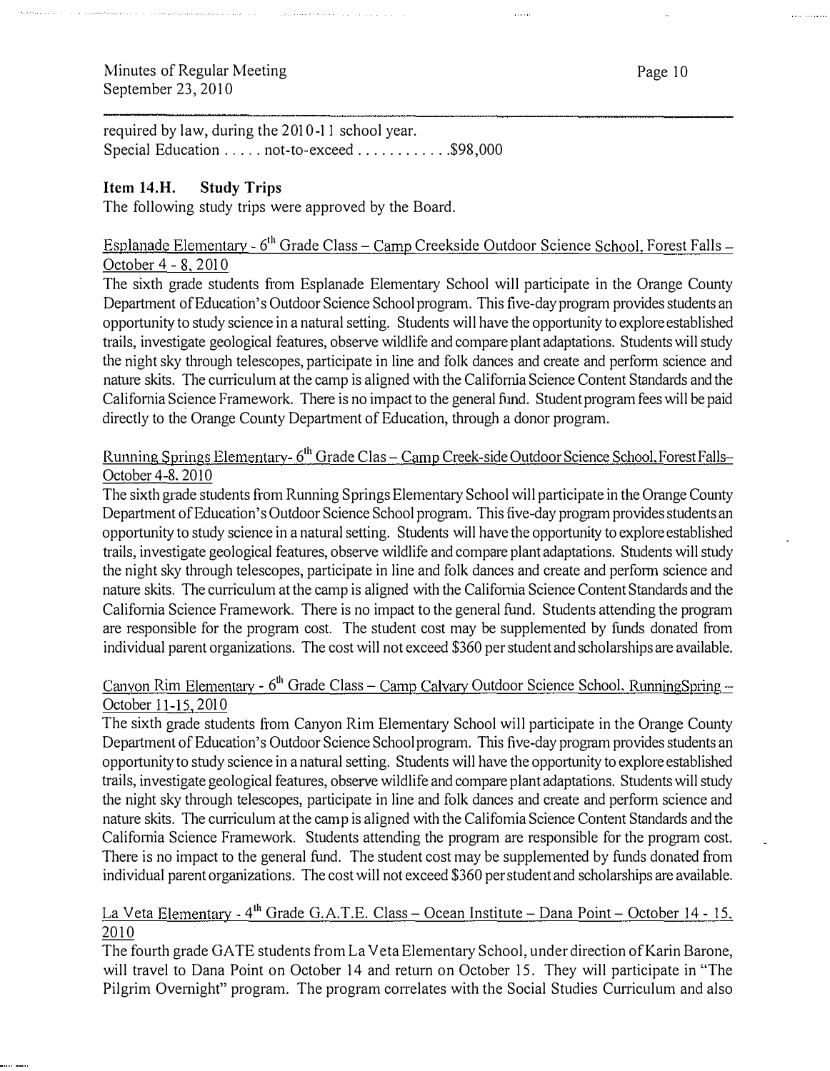required by law, during the 2010-11 school year.
Special Education . . . . . not-to-exceed . . . . . . . . . . . .$98,000

**Item 14.H. Study Trips**
The following study trips were approved by the Board.

Esplanade Elementary - 6th Grade Class – Camp Creekside Outdoor Science School, Forest Falls – October 4 - 8, 2010
The sixth grade students from Esplanade Elementary School will participate in the Orange County Department of Education's Outdoor Science School program. This five-day program provides students an opportunity to study science in a natural setting. Students will have the opportunity to explore established trails, investigate geological features, observe wildlife and compare plant adaptations. Students will study the night sky through telescopes, participate in line and folk dances and create and perform science and nature skits. The curriculum at the camp is aligned with the California Science Content Standards and the California Science Framework. There is no impact to the general fund. Student program fees will be paid directly to the Orange County Department of Education, through a donor program.

Running Springs Elementary- 6th Grade Clas – Camp Creek-side Outdoor Science School, Forest Falls– October 4-8, 2010
The sixth grade students from Running Springs Elementary School will participate in the Orange County Department of Education's Outdoor Science School program. This five-day program provides students an opportunity to study science in a natural setting. Students will have the opportunity to explore established trails, investigate geological features, observe wildlife and compare plant adaptations. Students will study the night sky through telescopes, participate in line and folk dances and create and perform science and nature skits. The curriculum at the camp is aligned with the California Science Content Standards and the California Science Framework. There is no impact to the general fund. Students attending the program are responsible for the program cost. The student cost may be supplemented by funds donated from individual parent organizations. The cost will not exceed $360 per student and scholarships are available.

Canyon Rim Elementary - 6th Grade Class – Camp Calvary Outdoor Science School, RunningSpring – October 11-15, 2010
The sixth grade students from Canyon Rim Elementary School will participate in the Orange County Department of Education's Outdoor Science School program. This five-day program provides students an opportunity to study science in a natural setting. Students will have the opportunity to explore established trails, investigate geological features, observe wildlife and compare plant adaptations. Students will study the night sky through telescopes, participate in line and folk dances and create and perform science and nature skits. The curriculum at the camp is aligned with the California Science Content Standards and the California Science Framework. Students attending the program are responsible for the program cost. There is no impact to the general fund. The student cost may be supplemented by funds donated from individual parent organizations. The cost will not exceed $360 per student and scholarships are available.

La Veta Elementary - 4th Grade G.A.T.E. Class – Ocean Institute – Dana Point – October 14 - 15, 2010
The fourth grade GATE students from La Veta Elementary School, under direction of Karin Barone, will travel to Dana Point on October 14 and return on October 15. They will participate in "The Pilgrim Overnight" program. The program correlates with the Social Studies Curriculum and also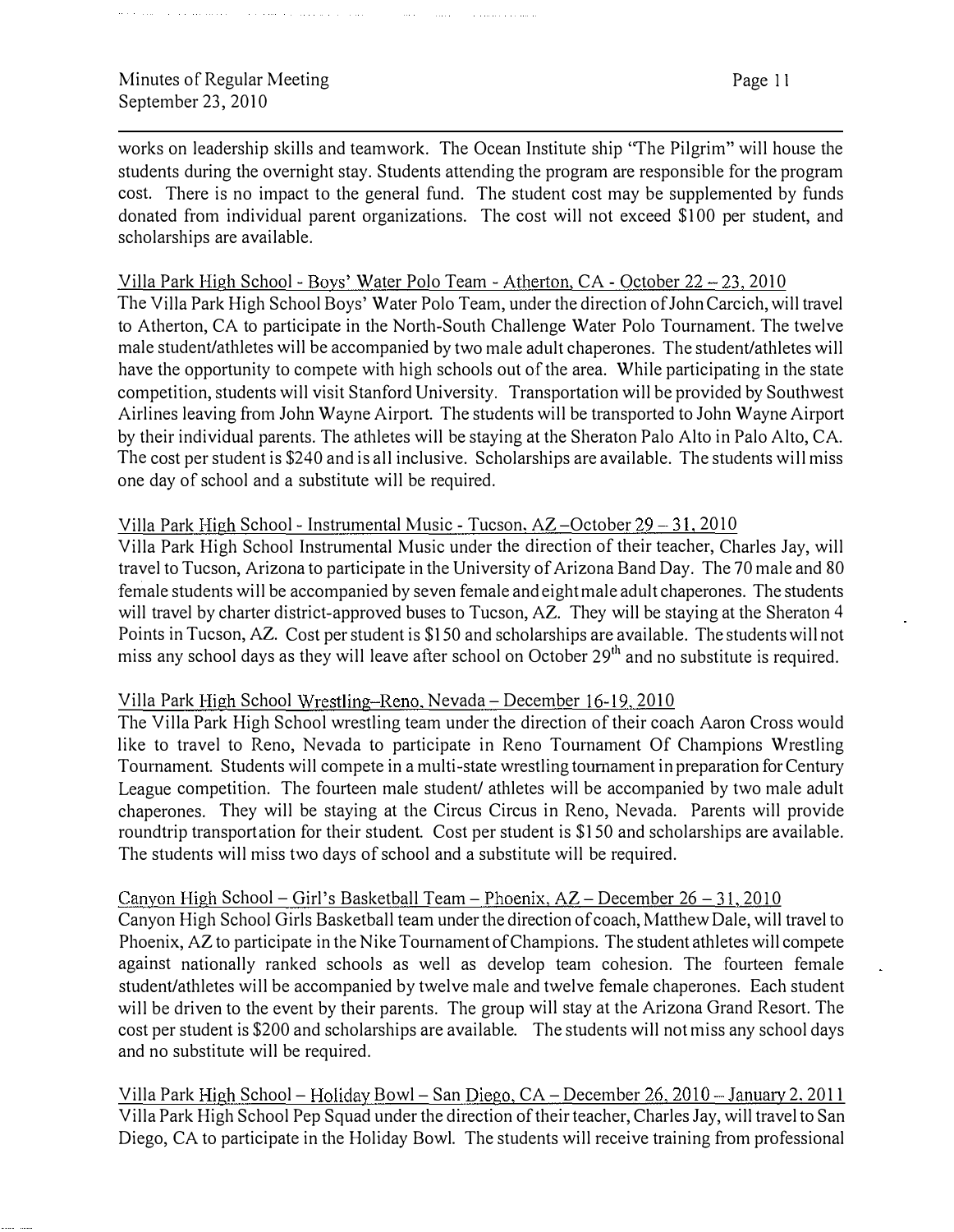works on leadership skills and teamwork. The Ocean Institute ship "The Pilgrim" will house the students during the overnight stay. Students attending the program are responsible for the program cost. There is no impact to the general fund. The student cost may be supplemented by funds donated from individual parent organizations. The cost will not exceed $100 per student, and scholarships are available.

Villa Park High School - Boys' Water Polo Team - Atherton, CA - October 22 – 23, 2010

The Villa Park High School Boys' Water Polo Team, under the direction of John Carcich, will travel to Atherton, CA to participate in the North-South Challenge Water Polo Tournament. The twelve male student/athletes will be accompanied by two male adult chaperones. The student/athletes will have the opportunity to compete with high schools out of the area. While participating in the state competition, students will visit Stanford University. Transportation will be provided by Southwest Airlines leaving from John Wayne Airport. The students will be transported to John Wayne Airport by their individual parents. The athletes will be staying at the Sheraton Palo Alto in Palo Alto, CA. The cost per student is $240 and is all inclusive. Scholarships are available. The students will miss one day of school and a substitute will be required.

Villa Park High School - Instrumental Music - Tucson, AZ –October 29 – 31, 2010

Villa Park High School Instrumental Music under the direction of their teacher, Charles Jay, will travel to Tucson, Arizona to participate in the University of Arizona Band Day. The 70 male and 80 female students will be accompanied by seven female and eight male adult chaperones. The students will travel by charter district-approved buses to Tucson, AZ. They will be staying at the Sheraton 4 Points in Tucson, AZ. Cost per student is $150 and scholarships are available. The students will not miss any school days as they will leave after school on October 29th and no substitute is required.

Villa Park High School Wrestling–Reno, Nevada – December 16-19, 2010

The Villa Park High School wrestling team under the direction of their coach Aaron Cross would like to travel to Reno, Nevada to participate in Reno Tournament Of Champions Wrestling Tournament. Students will compete in a multi-state wrestling tournament in preparation for Century League competition. The fourteen male student/ athletes will be accompanied by two male adult chaperones. They will be staying at the Circus Circus in Reno, Nevada. Parents will provide roundtrip transportation for their student. Cost per student is $150 and scholarships are available. The students will miss two days of school and a substitute will be required.

Canyon High School – Girl's Basketball Team – Phoenix, AZ – December 26 – 31, 2010

Canyon High School Girls Basketball team under the direction of coach, Matthew Dale, will travel to Phoenix, AZ to participate in the Nike Tournament of Champions. The student athletes will compete against nationally ranked schools as well as develop team cohesion. The fourteen female student/athletes will be accompanied by twelve male and twelve female chaperones. Each student will be driven to the event by their parents. The group will stay at the Arizona Grand Resort. The cost per student is $200 and scholarships are available. The students will not miss any school days and no substitute will be required.

Villa Park High School – Holiday Bowl – San Diego, CA – December 26, 2010 – January 2, 2011

Villa Park High School Pep Squad under the direction of their teacher, Charles Jay, will travel to San Diego, CA to participate in the Holiday Bowl. The students will receive training from professional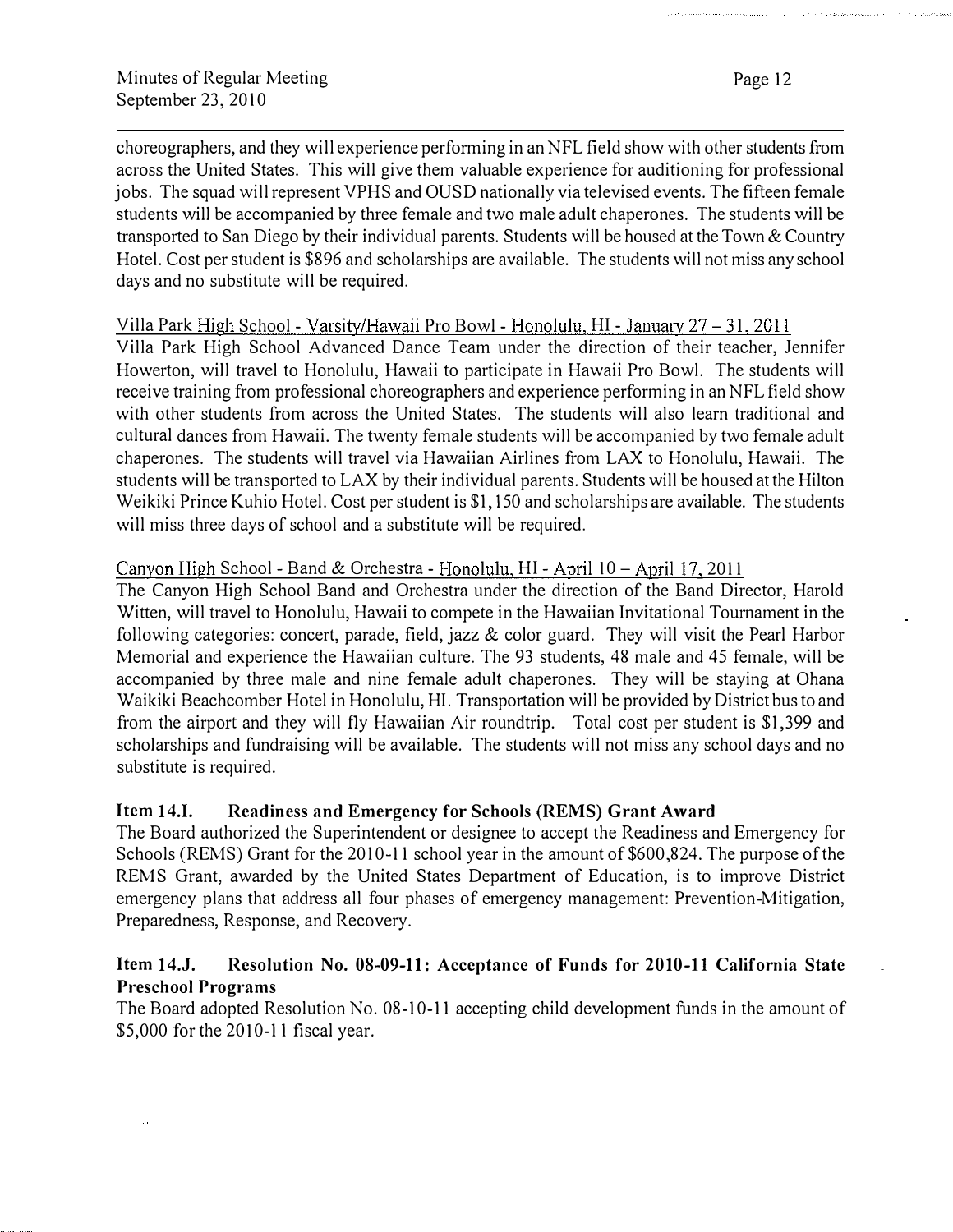choreographers, and they will experience performing in an NFL field show with other students from across the United States. This will give them valuable experience for auditioning for professional jobs. The squad will represent VPHS and OUSD nationally via televised events. The fifteen female students will be accompanied by three female and two male adult chaperones. The students will be transported to San Diego by their individual parents. Students will be housed at the Town & Country Hotel. Cost per student is $896 and scholarships are available. The students will not miss any school days and no substitute will be required.

Villa Park High School - Varsity/Hawaii Pro Bowl - Honolulu, HI - January 27 – 31, 2011

Villa Park High School Advanced Dance Team under the direction of their teacher, Jennifer Howerton, will travel to Honolulu, Hawaii to participate in Hawaii Pro Bowl. The students will receive training from professional choreographers and experience performing in an NFL field show with other students from across the United States. The students will also learn traditional and cultural dances from Hawaii. The twenty female students will be accompanied by two female adult chaperones. The students will travel via Hawaiian Airlines from LAX to Honolulu, Hawaii. The students will be transported to LAX by their individual parents. Students will be housed at the Hilton Weikiki Prince Kuhio Hotel. Cost per student is $1,150 and scholarships are available. The students will miss three days of school and a substitute will be required.

Canyon High School - Band & Orchestra - Honolulu, HI - April 10 – April 17, 2011

The Canyon High School Band and Orchestra under the direction of the Band Director, Harold Witten, will travel to Honolulu, Hawaii to compete in the Hawaiian Invitational Tournament in the following categories: concert, parade, field, jazz & color guard. They will visit the Pearl Harbor Memorial and experience the Hawaiian culture. The 93 students, 48 male and 45 female, will be accompanied by three male and nine female adult chaperones. They will be staying at Ohana Waikiki Beachcomber Hotel in Honolulu, HI. Transportation will be provided by District bus to and from the airport and they will fly Hawaiian Air roundtrip. Total cost per student is $1,399 and scholarships and fundraising will be available. The students will not miss any school days and no substitute is required.

**Item 14.I. Readiness and Emergency for Schools (REMS) Grant Award**

The Board authorized the Superintendent or designee to accept the Readiness and Emergency for Schools (REMS) Grant for the 2010-11 school year in the amount of $600,824. The purpose of the REMS Grant, awarded by the United States Department of Education, is to improve District emergency plans that address all four phases of emergency management: Prevention-Mitigation, Preparedness, Response, and Recovery.

**Item 14.J. Resolution No. 08-09-11: Acceptance of Funds for 2010-11 California State Preschool Programs**

The Board adopted Resolution No. 08-10-11 accepting child development funds in the amount of $5,000 for the 2010-11 fiscal year.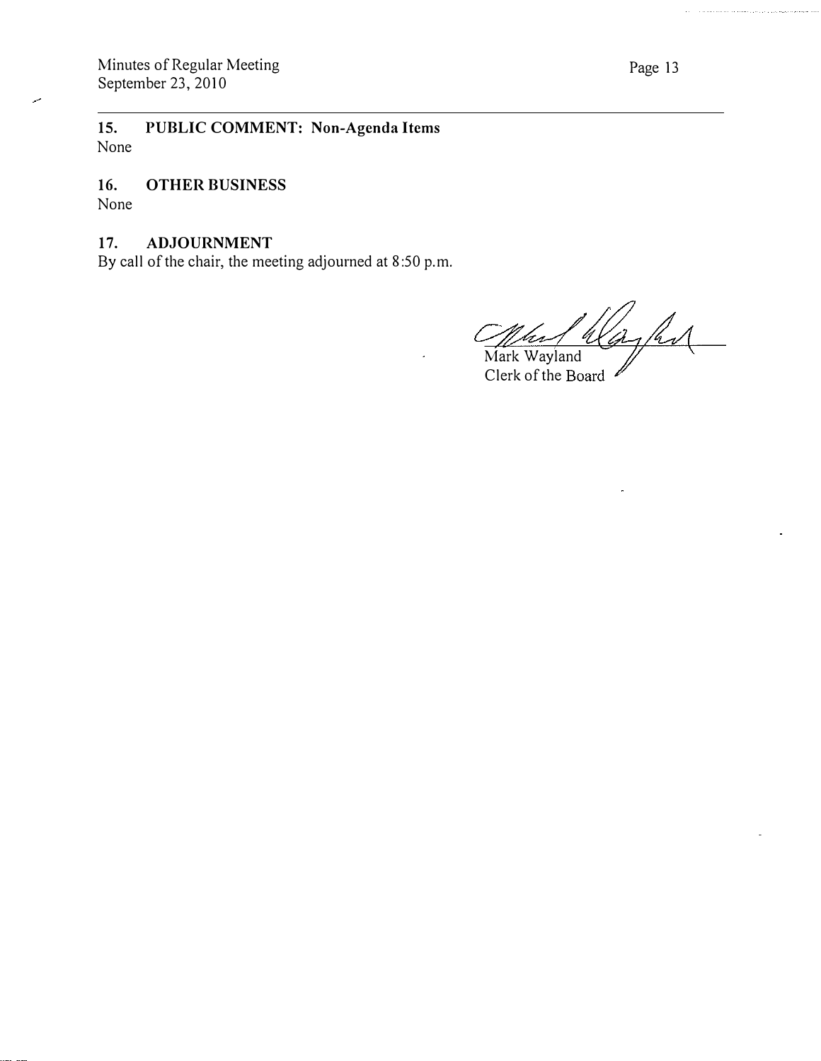## 15. PUBLIC COMMENT: Non-Agenda Items

None

## 16. OTHER BUSINESS

None

## 17. ADJOURNMENT

By call of the chair, the meeting adjourned at 8:50 p.m.

Mark Wayland
Clerk of the Board